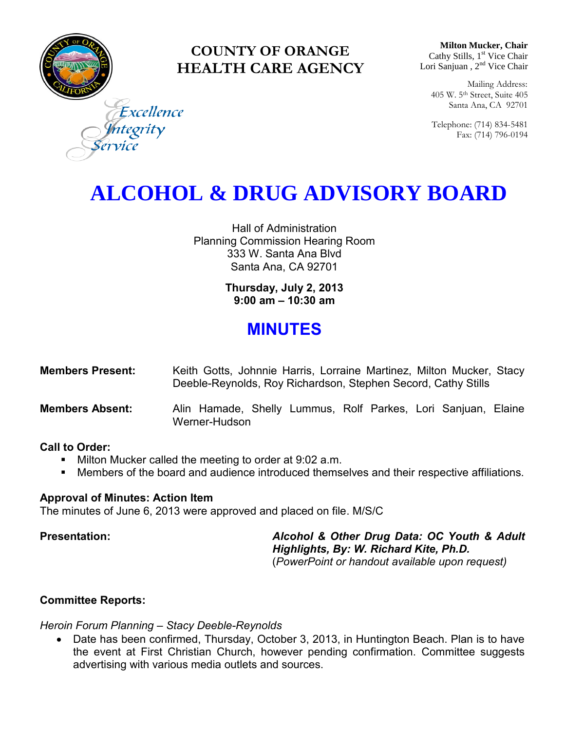# COUNTY OF ORANGE HEALTH CARE AGENCY

*Excellence*
*Integrity*
*Service*

**Milton Mucker, Chair**
Cathy Stills, 1st Vice Chair
Lori Sanjuan , 2nd Vice Chair

Mailing Address:
405 W. 5th Street, Suite 405
Santa Ana, CA 92701

Telephone: (714) 834-5481
Fax: (714) 796-0194

# ALCOHOL & DRUG ADVISORY BOARD

Hall of Administration
Planning Commission Hearing Room
333 W. Santa Ana Blvd
Santa Ana, CA 92701

**Thursday, July 2, 2013**
**9:00 am – 10:30 am**

## MINUTES

**Members Present:** Keith Gotts, Johnnie Harris, Lorraine Martinez, Milton Mucker, Stacy Deeble-Reynolds, Roy Richardson, Stephen Secord, Cathy Stills

**Members Absent:** Alin Hamade, Shelly Lummus, Rolf Parkes, Lori Sanjuan, Elaine Werner-Hudson

### Call to Order:

- Milton Mucker called the meeting to order at 9:02 a.m.
- Members of the board and audience introduced themselves and their respective affiliations.

### Approval of Minutes: Action Item

The minutes of June 6, 2013 were approved and placed on file. M/S/C

**Presentation:** ***Alcohol & Other Drug Data: OC Youth & Adult Highlights, By: W. Richard Kite, Ph.D.*** (*PowerPoint or handout available upon request)*

### Committee Reports:

*Heroin Forum Planning – Stacy Deeble-Reynolds*

- Date has been confirmed, Thursday, October 3, 2013, in Huntington Beach. Plan is to have the event at First Christian Church, however pending confirmation. Committee suggests advertising with various media outlets and sources.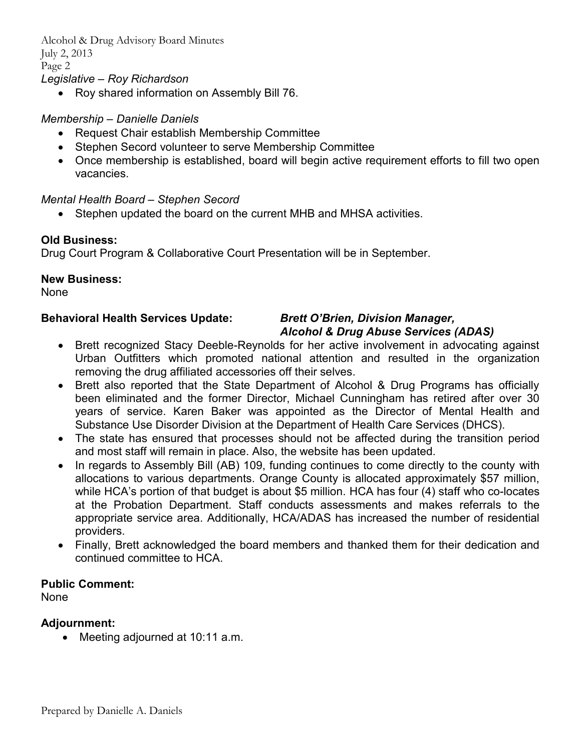*Legislative – Roy Richardson*

- Roy shared information on Assembly Bill 76.

*Membership – Danielle Daniels*

- Request Chair establish Membership Committee
- Stephen Secord volunteer to serve Membership Committee
- Once membership is established, board will begin active requirement efforts to fill two open vacancies.

*Mental Health Board – Stephen Secord*

- Stephen updated the board on the current MHB and MHSA activities.

**Old Business:**
Drug Court Program & Collaborative Court Presentation will be in September.

**New Business:**
None

**Behavioral Health Services Update:** ***Brett O'Brien, Division Manager, Alcohol & Drug Abuse Services (ADAS)***

- Brett recognized Stacy Deeble-Reynolds for her active involvement in advocating against Urban Outfitters which promoted national attention and resulted in the organization removing the drug affiliated accessories off their selves.
- Brett also reported that the State Department of Alcohol & Drug Programs has officially been eliminated and the former Director, Michael Cunningham has retired after over 30 years of service. Karen Baker was appointed as the Director of Mental Health and Substance Use Disorder Division at the Department of Health Care Services (DHCS).
- The state has ensured that processes should not be affected during the transition period and most staff will remain in place. Also, the website has been updated.
- In regards to Assembly Bill (AB) 109, funding continues to come directly to the county with allocations to various departments. Orange County is allocated approximately $57 million, while HCA's portion of that budget is about $5 million. HCA has four (4) staff who co-locates at the Probation Department. Staff conducts assessments and makes referrals to the appropriate service area. Additionally, HCA/ADAS has increased the number of residential providers.
- Finally, Brett acknowledged the board members and thanked them for their dedication and continued committee to HCA.

**Public Comment:**
None

**Adjournment:**

- Meeting adjourned at 10:11 a.m.

Prepared by Danielle A. Daniels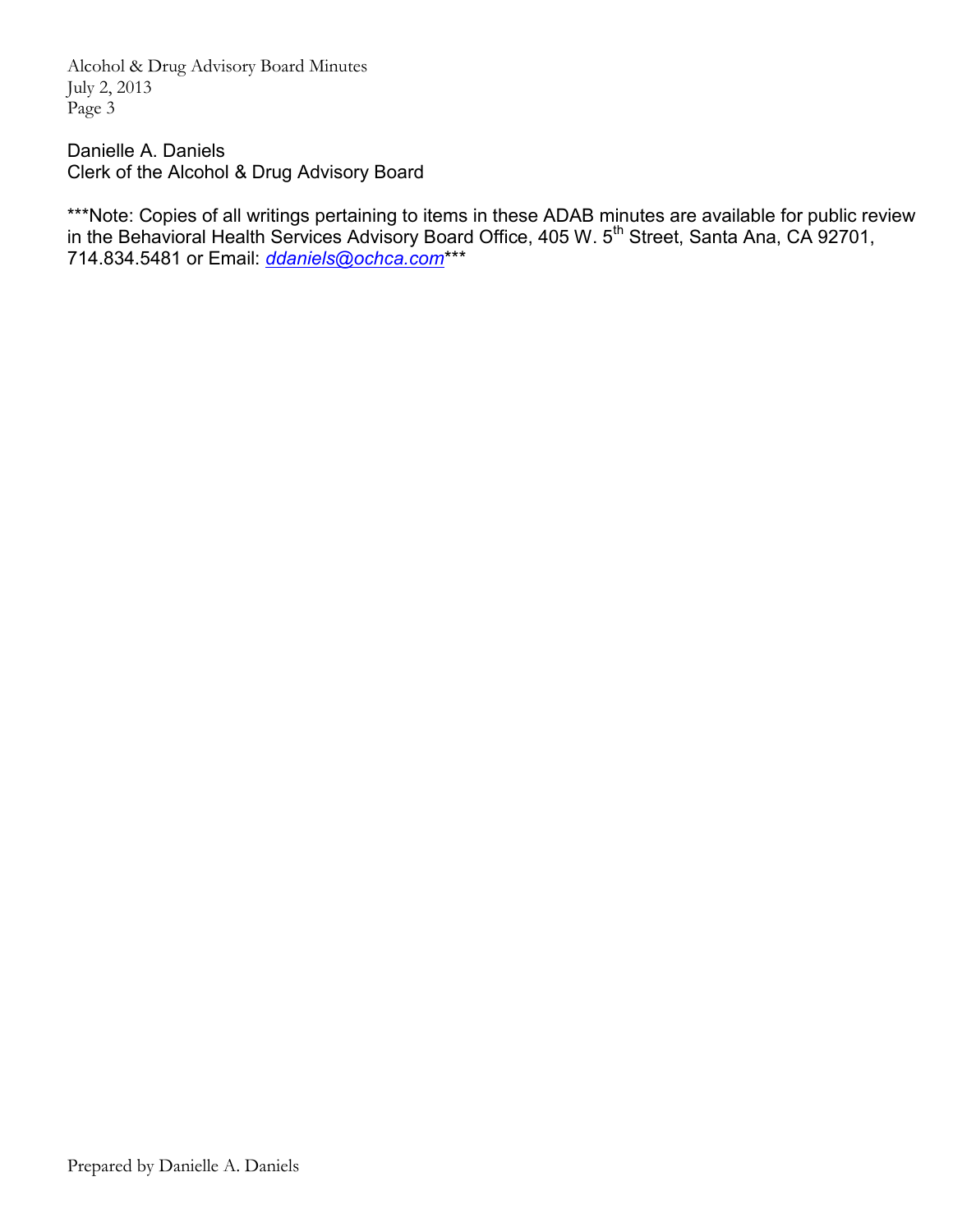Danielle A. Daniels
Clerk of the Alcohol & Drug Advisory Board

***Note: Copies of all writings pertaining to items in these ADAB minutes are available for public review in the Behavioral Health Services Advisory Board Office, 405 W. 5th Street, Santa Ana, CA 92701, 714.834.5481 or Email: *ddaniels@ochca.com****